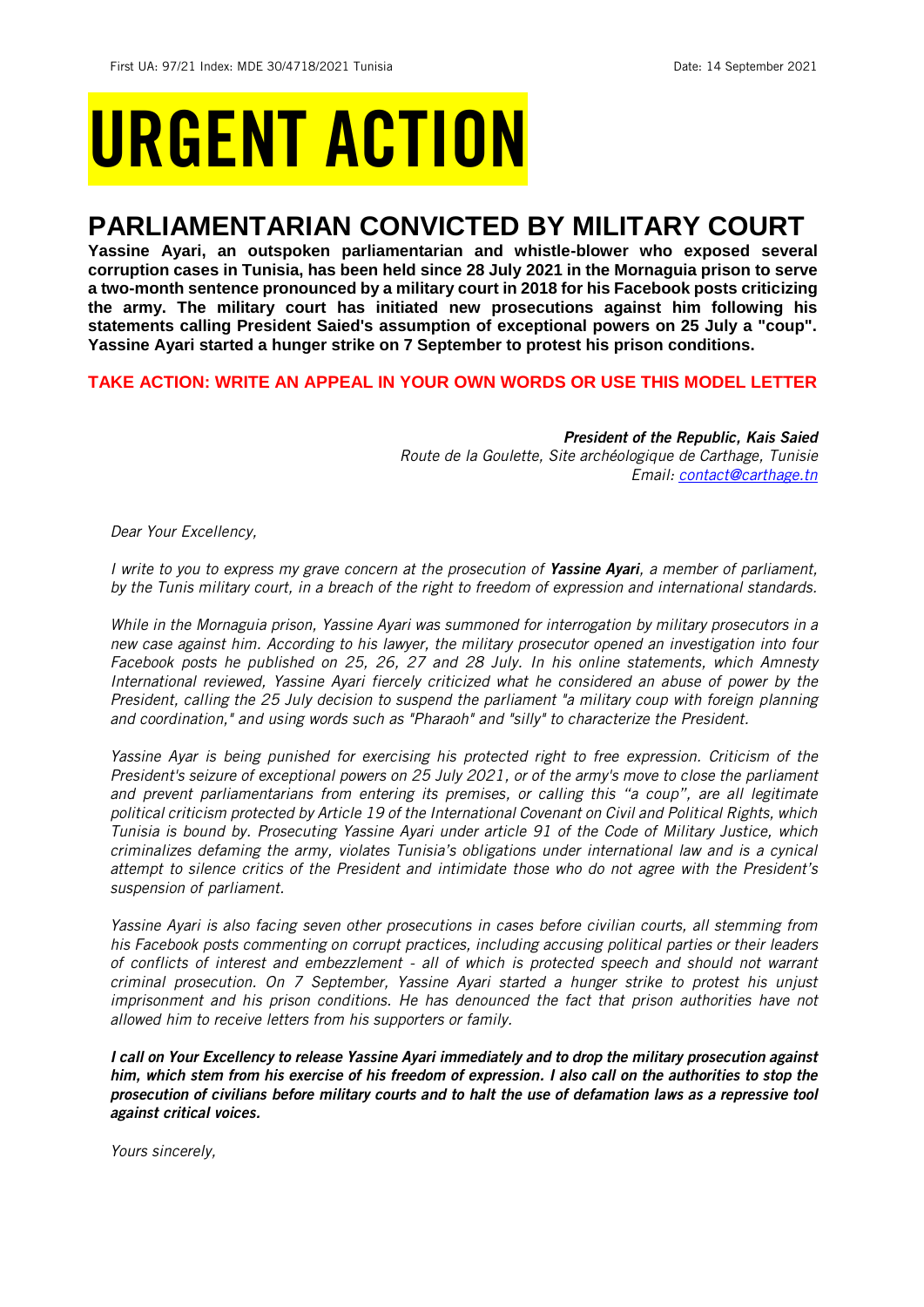First UA: 97/21 Index: MDE 30/4718/2021 Tunisia Date: 14 September 2021

# URGENT ACTION

## PARLIAMENTARIAN CONVICTED BY MILITARY COURT

**Yassine Ayari, an outspoken parliamentarian and whistle-blower who exposed several corruption cases in Tunisia, has been held since 28 July 2021 in the Mornaguia prison to serve a two-month sentence pronounced by a military court in 2018 for his Facebook posts criticizing the army. The military court has initiated new prosecutions against him following his statements calling President Saied's assumption of exceptional powers on 25 July a "coup". Yassine Ayari started a hunger strike on 7 September to protest his prison conditions.**

**TAKE ACTION: WRITE AN APPEAL IN YOUR OWN WORDS OR USE THIS MODEL LETTER**

***President of the Republic, Kais Saied***
*Route de la Goulette, Site archéologique de Carthage, Tunisie*
*Email: contact@carthage.tn*

*Dear Your Excellency,*

*I write to you to express my grave concern at the prosecution of **Yassine Ayari**, a member of parliament, by the Tunis military court, in a breach of the right to freedom of expression and international standards.*

*While in the Mornaguia prison, Yassine Ayari was summoned for interrogation by military prosecutors in a new case against him. According to his lawyer, the military prosecutor opened an investigation into four Facebook posts he published on 25, 26, 27 and 28 July. In his online statements, which Amnesty International reviewed, Yassine Ayari fiercely criticized what he considered an abuse of power by the President, calling the 25 July decision to suspend the parliament "a military coup with foreign planning and coordination," and using words such as "Pharaoh" and "silly" to characterize the President.*

*Yassine Ayar is being punished for exercising his protected right to free expression. Criticism of the President's seizure of exceptional powers on 25 July 2021, or of the army's move to close the parliament and prevent parliamentarians from entering its premises, or calling this "a coup", are all legitimate political criticism protected by Article 19 of the International Covenant on Civil and Political Rights, which Tunisia is bound by. Prosecuting Yassine Ayari under article 91 of the Code of Military Justice, which criminalizes defaming the army, violates Tunisia's obligations under international law and is a cynical attempt to silence critics of the President and intimidate those who do not agree with the President's suspension of parliament.*

*Yassine Ayari is also facing seven other prosecutions in cases before civilian courts, all stemming from his Facebook posts commenting on corrupt practices, including accusing political parties or their leaders of conflicts of interest and embezzlement - all of which is protected speech and should not warrant criminal prosecution. On 7 September, Yassine Ayari started a hunger strike to protest his unjust imprisonment and his prison conditions. He has denounced the fact that prison authorities have not allowed him to receive letters from his supporters or family.*

***I call on Your Excellency to release Yassine Ayari immediately and to drop the military prosecution against him, which stem from his exercise of his freedom of expression. I also call on the authorities to stop the prosecution of civilians before military courts and to halt the use of defamation laws as a repressive tool against critical voices.***

*Yours sincerely,*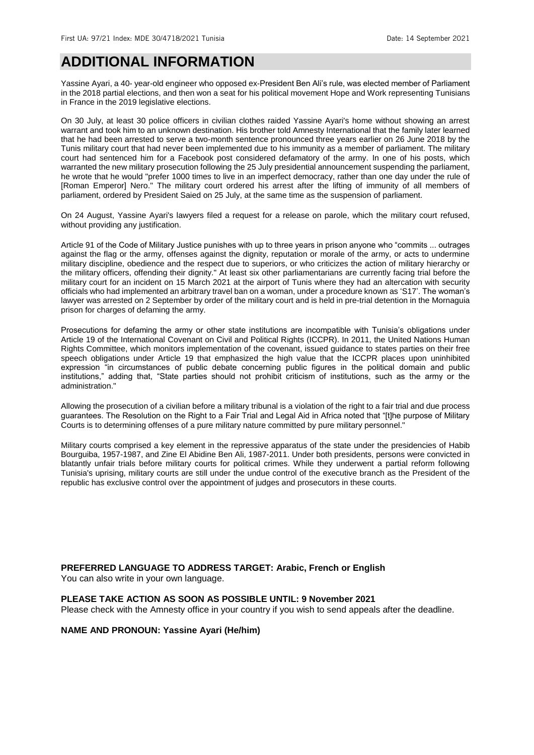# ADDITIONAL INFORMATION

Yassine Ayari, a 40- year-old engineer who opposed ex-President Ben Ali's rule, was elected member of Parliament in the 2018 partial elections, and then won a seat for his political movement Hope and Work representing Tunisians in France in the 2019 legislative elections.

On 30 July, at least 30 police officers in civilian clothes raided Yassine Ayari's home without showing an arrest warrant and took him to an unknown destination. His brother told Amnesty International that the family later learned that he had been arrested to serve a two-month sentence pronounced three years earlier on 26 June 2018 by the Tunis military court that had never been implemented due to his immunity as a member of parliament. The military court had sentenced him for a Facebook post considered defamatory of the army. In one of his posts, which warranted the new military prosecution following the 25 July presidential announcement suspending the parliament, he wrote that he would "prefer 1000 times to live in an imperfect democracy, rather than one day under the rule of [Roman Emperor] Nero." The military court ordered his arrest after the lifting of immunity of all members of parliament, ordered by President Saied on 25 July, at the same time as the suspension of parliament.

On 24 August, Yassine Ayari's lawyers filed a request for a release on parole, which the military court refused, without providing any justification.

Article 91 of the Code of Military Justice punishes with up to three years in prison anyone who "commits ... outrages against the flag or the army, offenses against the dignity, reputation or morale of the army, or acts to undermine military discipline, obedience and the respect due to superiors, or who criticizes the action of military hierarchy or the military officers, offending their dignity." At least six other parliamentarians are currently facing trial before the military court for an incident on 15 March 2021 at the airport of Tunis where they had an altercation with security officials who had implemented an arbitrary travel ban on a woman, under a procedure known as 'S17'. The woman's lawyer was arrested on 2 September by order of the military court and is held in pre-trial detention in the Mornaguia prison for charges of defaming the army.

Prosecutions for defaming the army or other state institutions are incompatible with Tunisia's obligations under Article 19 of the International Covenant on Civil and Political Rights (ICCPR). In 2011, the United Nations Human Rights Committee, which monitors implementation of the covenant, issued guidance to states parties on their free speech obligations under Article 19 that emphasized the high value that the ICCPR places upon uninhibited expression "in circumstances of public debate concerning public figures in the political domain and public institutions," adding that, "State parties should not prohibit criticism of institutions, such as the army or the administration."

Allowing the prosecution of a civilian before a military tribunal is a violation of the right to a fair trial and due process guarantees. The Resolution on the Right to a Fair Trial and Legal Aid in Africa noted that "[t]he purpose of Military Courts is to determining offenses of a pure military nature committed by pure military personnel."

Military courts comprised a key element in the repressive apparatus of the state under the presidencies of Habib Bourguiba, 1957-1987, and Zine El Abidine Ben Ali, 1987-2011. Under both presidents, persons were convicted in blatantly unfair trials before military courts for political crimes. While they underwent a partial reform following Tunisia's uprising, military courts are still under the undue control of the executive branch as the President of the republic has exclusive control over the appointment of judges and prosecutors in these courts.

**PREFERRED LANGUAGE TO ADDRESS TARGET: Arabic, French or English**
You can also write in your own language.

**PLEASE TAKE ACTION AS SOON AS POSSIBLE UNTIL: 9 November 2021**
Please check with the Amnesty office in your country if you wish to send appeals after the deadline.

**NAME AND PRONOUN: Yassine Ayari (He/him)**